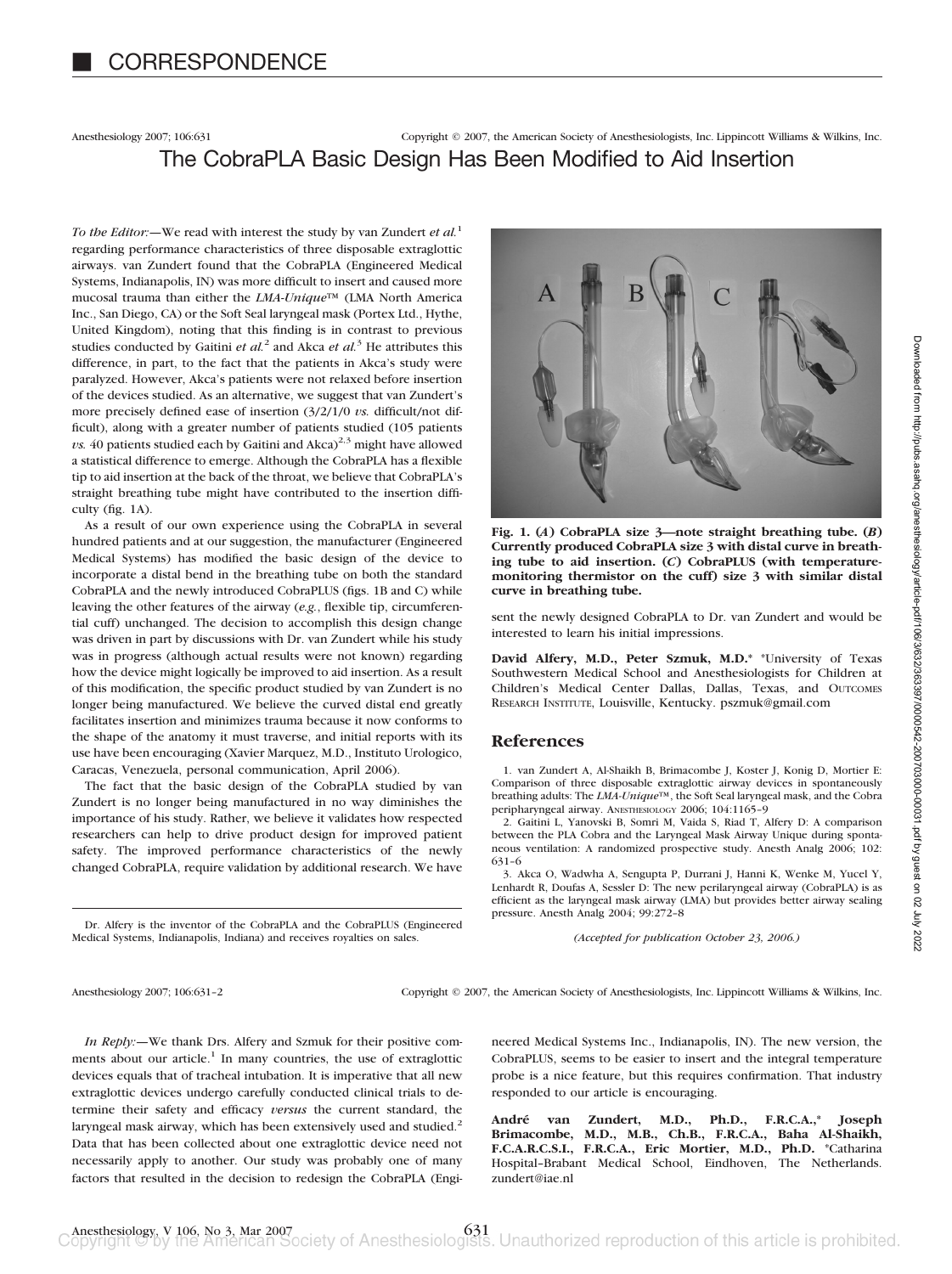# CORRESPONDENCE

Anesthesiology 2007; 106:631 Copyright © 2007, the American Society of Anesthesiologists, Inc. Lippincott Williams & Wilkins, Inc.

## The CobraPLA Basic Design Has Been Modified to Aid Insertion

*To the Editor:*—We read with interest the study by van Zundert *et al.*[1] regarding performance characteristics of three disposable extraglottic airways. van Zundert found that the CobraPLA (Engineered Medical Systems, Indianapolis, IN) was more difficult to insert and caused more mucosal trauma than either the *LMA-Unique*™ (LMA North America Inc., San Diego, CA) or the Soft Seal laryngeal mask (Portex Ltd., Hythe, United Kingdom), noting that this finding is in contrast to previous studies conducted by Gaitini *et al.*[2] and Akca *et al.*[3] He attributes this difference, in part, to the fact that the patients in Akca's study were paralyzed. However, Akca's patients were not relaxed before insertion of the devices studied. As an alternative, we suggest that van Zundert's more precisely defined ease of insertion (3/2/1/0 *vs.* difficult/not difficult), along with a greater number of patients studied (105 patients *vs.* 40 patients studied each by Gaitini and Akca)[2,3] might have allowed a statistical difference to emerge. Although the CobraPLA has a flexible tip to aid insertion at the back of the throat, we believe that CobraPLA's straight breathing tube might have contributed to the insertion difficulty (fig. 1A).

As a result of our own experience using the CobraPLA in several hundred patients and at our suggestion, the manufacturer (Engineered Medical Systems) has modified the basic design of the device to incorporate a distal bend in the breathing tube on both the standard CobraPLA and the newly introduced CobraPLUS (figs. 1B and C) while leaving the other features of the airway (*e.g.*, flexible tip, circumferential cuff) unchanged. The decision to accomplish this design change was driven in part by discussions with Dr. van Zundert while his study was in progress (although actual results were not known) regarding how the device might logically be improved to aid insertion. As a result of this modification, the specific product studied by van Zundert is no longer being manufactured. We believe the curved distal end greatly facilitates insertion and minimizes trauma because it now conforms to the shape of the anatomy it must traverse, and initial reports with its use have been encouraging (Xavier Marquez, M.D., Instituto Urologico, Caracas, Venezuela, personal communication, April 2006).

The fact that the basic design of the CobraPLA studied by van Zundert is no longer being manufactured in no way diminishes the importance of his study. Rather, we believe it validates how respected researchers can help to drive product design for improved patient safety. The improved performance characteristics of the newly changed CobraPLA, require validation by additional research. We have sent the newly designed CobraPLA to Dr. van Zundert and would be interested to learn his initial impressions.

**Fig. 1. (*A*) CobraPLA size 3—note straight breathing tube. (*B*) Currently produced CobraPLA size 3 with distal curve in breathing tube to aid insertion. (*C*) CobraPLUS (with temperature-monitoring thermistor on the cuff) size 3 with similar distal curve in breathing tube.**

**David Alfery, M.D., Peter Szmuk, M.D.**\* \*University of Texas Southwestern Medical School and Anesthesiologists for Children at Children's Medical Center Dallas, Dallas, Texas, and OUTCOMES RESEARCH INSTITUTE, Louisville, Kentucky. pszmuk@gmail.com

Dr. Alfery is the inventor of the CobraPLA and the CobraPLUS (Engineered Medical Systems, Indianapolis, Indiana) and receives royalties on sales.

### References

1. van Zundert A, Al-Shaikh B, Brimacombe J, Koster J, Konig D, Mortier E: Comparison of three disposable extraglottic airway devices in spontaneously breathing adults: The *LMA-Unique*™, the Soft Seal laryngeal mask, and the Cobra peripharyngeal airway. ANESTHESIOLOGY 2006; 104:1165–9
2. Gaitini L, Yanovski B, Somri M, Vaida S, Riad T, Alfery D: A comparison between the PLA Cobra and the Laryngeal Mask Airway Unique during spontaneous ventilation: A randomized prospective study. Anesth Analg 2006; 102: 631–6
3. Akca O, Wadwha A, Sengupta P, Durrani J, Hanni K, Wenke M, Yucel Y, Lenhardt R, Doufas A, Sessler D: The new perilaryngeal airway (CobraPLA) is as efficient as the laryngeal mask airway (LMA) but provides better airway sealing pressure. Anesth Analg 2004; 99:272–8

*(Accepted for publication October 23, 2006.)*

---

Anesthesiology 2007; 106:631–2 Copyright © 2007, the American Society of Anesthesiologists, Inc. Lippincott Williams & Wilkins, Inc.

*In Reply:*—We thank Drs. Alfery and Szmuk for their positive comments about our article.[1] In many countries, the use of extraglottic devices equals that of tracheal intubation. It is imperative that all new extraglottic devices undergo carefully conducted clinical trials to determine their safety and efficacy *versus* the current standard, the laryngeal mask airway, which has been extensively used and studied.[2] Data that has been collected about one extraglottic device need not necessarily apply to another. Our study was probably one of many factors that resulted in the decision to redesign the CobraPLA (Engineered Medical Systems Inc., Indianapolis, IN). The new version, the CobraPLUS, seems to be easier to insert and the integral temperature probe is a nice feature, but this requires confirmation. That industry responded to our article is encouraging.

**André van Zundert, M.D., Ph.D., F.R.C.A.,\* Joseph Brimacombe, M.D., M.B., Ch.B., F.R.C.A., Baha Al-Shaikh, F.C.A.R.C.S.I., F.R.C.A., Eric Mortier, M.D., Ph.D.** \*Catharina Hospital–Brabant Medical School, Eindhoven, The Netherlands. zundert@iae.nl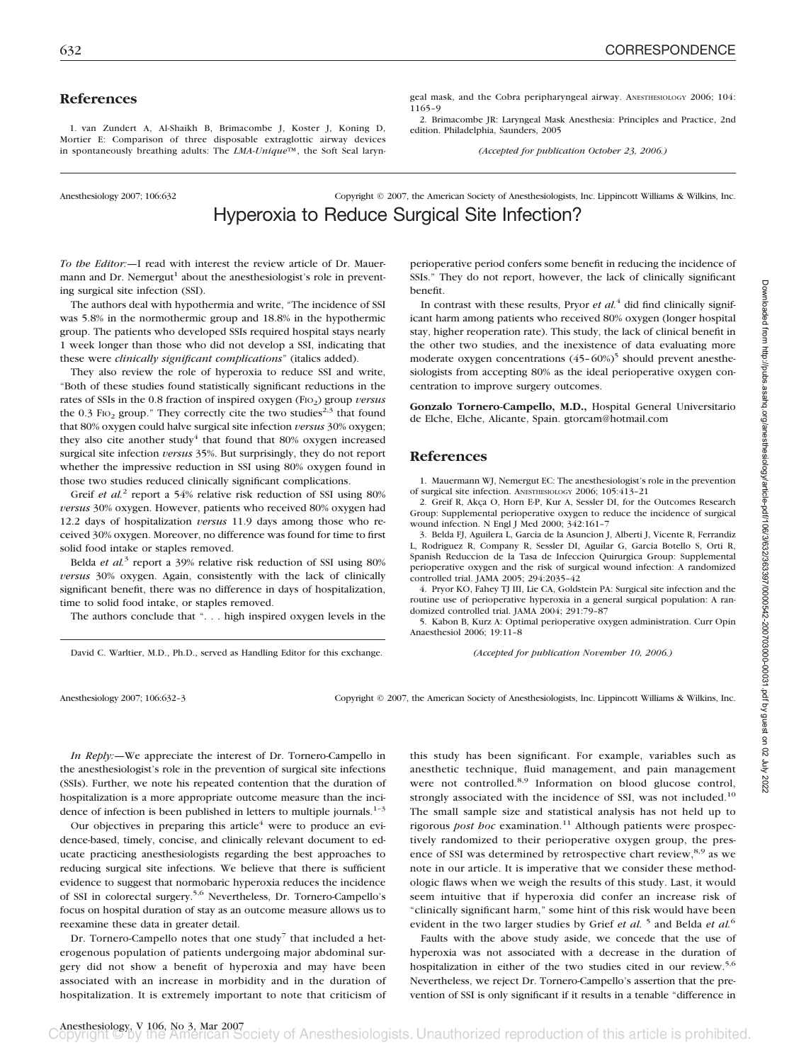## References

1. van Zundert A, Al-Shaikh B, Brimacombe J, Koster J, Koning D, Mortier E: Comparison of three disposable extraglottic airway devices in spontaneously breathing adults: The *LMA-Unique*™, the Soft Seal laryngeal mask, and the Cobra peripharyngeal airway. Anesthesiology 2006; 104:1165–9

2. Brimacombe JR: Laryngeal Mask Anesthesia: Principles and Practice, 2nd edition. Philadelphia, Saunders, 2005

*(Accepted for publication October 23, 2006.)*

Anesthesiology 2007; 106:632 Copyright © 2007, the American Society of Anesthesiologists, Inc. Lippincott Williams & Wilkins, Inc.

# Hyperoxia to Reduce Surgical Site Infection?

*To the Editor:*—I read with interest the review article of Dr. Mauermann and Dr. Nemergut[1] about the anesthesiologist's role in preventing surgical site infection (SSI).

The authors deal with hypothermia and write, "The incidence of SSI was 5.8% in the normothermic group and 18.8% in the hypothermic group. The patients who developed SSIs required hospital stays nearly 1 week longer than those who did not develop a SSI, indicating that these were *clinically significant complications*" (italics added).

They also review the role of hyperoxia to reduce SSI and write, "Both of these studies found statistically significant reductions in the rates of SSIs in the 0.8 fraction of inspired oxygen ($FIO_2$) group *versus* the 0.3 $FIO_2$ group." They correctly cite the two studies[2,3] that found that 80% oxygen could halve surgical site infection *versus* 30% oxygen; they also cite another study[4] that found that 80% oxygen increased surgical site infection *versus* 35%. But surprisingly, they do not report whether the impressive reduction in SSI using 80% oxygen found in those two studies reduced clinically significant complications.

Greif *et al.*[2] report a 54% relative risk reduction of SSI using 80% *versus* 30% oxygen. However, patients who received 80% oxygen had 12.2 days of hospitalization *versus* 11.9 days among those who received 30% oxygen. Moreover, no difference was found for time to first solid food intake or staples removed.

Belda *et al.*[3] report a 39% relative risk reduction of SSI using 80% *versus* 30% oxygen. Again, consistently with the lack of clinically significant benefit, there was no difference in days of hospitalization, time to solid food intake, or staples removed.

The authors conclude that ". . . high inspired oxygen levels in the perioperative period confers some benefit in reducing the incidence of SSIs." They do not report, however, the lack of clinically significant benefit.

In contrast with these results, Pryor *et al.*[4] did find clinically significant harm among patients who received 80% oxygen (longer hospital stay, higher reoperation rate). This study, the lack of clinical benefit in the other two studies, and the inexistence of data evaluating more moderate oxygen concentrations (45–60%)[5] should prevent anesthesiologists from accepting 80% as the ideal perioperative oxygen concentration to improve surgery outcomes.

**Gonzalo Tornero-Campello, M.D.,** Hospital General Universitario de Elche, Elche, Alicante, Spain. gtorcam@hotmail.com

## References

1. Mauermann WJ, Nemergut EC: The anesthesiologist's role in the prevention of surgical site infection. Anesthesiology 2006; 105:413–21
2. Greif R, Akça O, Horn E-P, Kur A, Sessler DI, for the Outcomes Research Group: Supplemental perioperative oxygen to reduce the incidence of surgical wound infection. N Engl J Med 2000; 342:161–7
3. Belda FJ, Aguilera L, Garcia de la Asuncion J, Alberti J, Vicente R, Ferrandiz L, Rodriguez R, Company R, Sessler DI, Aguilar G, Garcia Botello S, Orti R, Spanish Reduccion de la Tasa de Infeccion Quirurgica Group: Supplemental perioperative oxygen and the risk of surgical wound infection: A randomized controlled trial. JAMA 2005; 294:2035–42
4. Pryor KO, Fahey TJ III, Lie CA, Goldstein PA: Surgical site infection and the routine use of perioperative hyperoxia in a general surgical population: A randomized controlled trial. JAMA 2004; 291:79–87
5. Kabon B, Kurz A: Optimal perioperative oxygen administration. Curr Opin Anaesthesiol 2006; 19:11–8

David C. Warltier, M.D., Ph.D., served as Handling Editor for this exchange.

*(Accepted for publication November 10, 2006.)*

Anesthesiology 2007; 106:632–3 Copyright © 2007, the American Society of Anesthesiologists, Inc. Lippincott Williams & Wilkins, Inc.

*In Reply:*—We appreciate the interest of Dr. Tornero-Campello in the anesthesiologist's role in the prevention of surgical site infections (SSIs). Further, we note his repeated contention that the duration of hospitalization is a more appropriate outcome measure than the incidence of infection is been published in letters to multiple journals.[1–3]

Our objectives in preparing this article[4] were to produce an evidence-based, timely, concise, and clinically relevant document to educate practicing anesthesiologists regarding the best approaches to reducing surgical site infections. We believe that there is sufficient evidence to suggest that normobaric hyperoxia reduces the incidence of SSI in colorectal surgery.[5,6] Nevertheless, Dr. Tornero-Campello's focus on hospital duration of stay as an outcome measure allows us to reexamine these data in greater detail.

Dr. Tornero-Campello notes that one study[7] that included a heterogeneous population of patients undergoing major abdominal surgery did not show a benefit of hyperoxia and may have been associated with an increase in morbidity and in the duration of hospitalization. It is extremely important to note that criticism of this study has been significant. For example, variables such as anesthetic technique, fluid management, and pain management were not controlled.[8,9] Information on blood glucose control, strongly associated with the incidence of SSI, was not included.[10] The small sample size and statistical analysis has not held up to rigorous *post hoc* examination.[11] Although patients were prospectively randomized to their perioperative oxygen group, the presence of SSI was determined by retrospective chart review,[8,9] as we note in our article. It is imperative that we consider these methodologic flaws when we weigh the results of this study. Last, it would seem intuitive that if hyperoxia did confer an increase risk of "clinically significant harm," some hint of this risk would have been evident in the two larger studies by Grief *et al.* [5] and Belda *et al.*[6]

Faults with the above study aside, we concede that the use of hyperoxia was not associated with a decrease in the duration of hospitalization in either of the two studies cited in our review.[5,6] Nevertheless, we reject Dr. Tornero-Campello's assertion that the prevention of SSI is only significant if it results in a tenable "difference in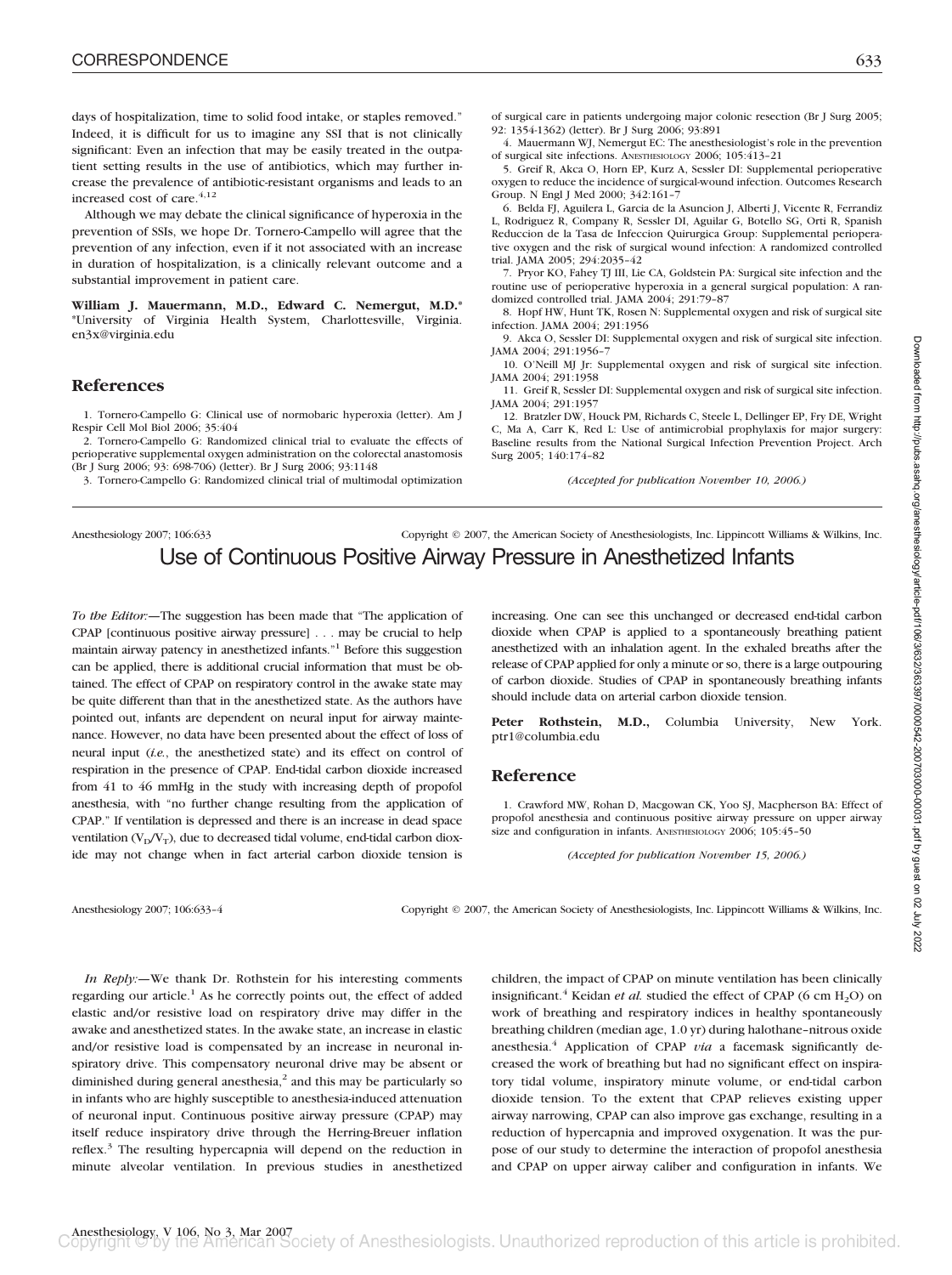days of hospitalization, time to solid food intake, or staples removed." Indeed, it is difficult for us to imagine any SSI that is not clinically significant: Even an infection that may be easily treated in the outpatient setting results in the use of antibiotics, which may further increase the prevalence of antibiotic-resistant organisms and leads to an increased cost of care.[4,12]

Although we may debate the clinical significance of hyperoxia in the prevention of SSIs, we hope Dr. Tornero-Campello will agree that the prevention of any infection, even if it not associated with an increase in duration of hospitalization, is a clinically relevant outcome and a substantial improvement in patient care.

**William J. Mauermann, M.D., Edward C. Nemergut, M.D.*** *University of Virginia Health System, Charlottesville, Virginia. en3x@virginia.edu

## References

1. Tornero-Campello G: Clinical use of normobaric hyperoxia (letter). Am J Respir Cell Mol Biol 2006; 35:404
2. Tornero-Campello G: Randomized clinical trial to evaluate the effects of perioperative supplemental oxygen administration on the colorectal anastomosis (Br J Surg 2006; 93: 698-706) (letter). Br J Surg 2006; 93:1148
3. Tornero-Campello G: Randomized clinical trial of multimodal optimization of surgical care in patients undergoing major colonic resection (Br J Surg 2005; 92: 1354-1362) (letter). Br J Surg 2006; 93:891
4. Mauermann WJ, Nemergut EC: The anesthesiologist's role in the prevention of surgical site infections. ANESTHESIOLOGY 2006; 105:413-21
5. Greif R, Akca O, Horn EP, Kurz A, Sessler DI: Supplemental perioperative oxygen to reduce the incidence of surgical-wound infection. Outcomes Research Group. N Engl J Med 2000; 342:161-7
6. Belda FJ, Aguilera L, Garcia de la Asuncion J, Alberti J, Vicente R, Ferrandiz L, Rodriguez R, Company R, Sessler DI, Aguilar G, Botello SG, Orti R, Spanish Reduccion de la Tasa de Infeccion Quirurgica Group: Supplemental perioperative oxygen and the risk of surgical wound infection: A randomized controlled trial. JAMA 2005; 294:2035-42
7. Pryor KO, Fahey TJ III, Lie CA, Goldstein PA: Surgical site infection and the routine use of perioperative hyperoxia in a general surgical population: A randomized controlled trial. JAMA 2004; 291:79-87
8. Hopf HW, Hunt TK, Rosen N: Supplemental oxygen and risk of surgical site infection. JAMA 2004; 291:1956
9. Akca O, Sessler DI: Supplemental oxygen and risk of surgical site infection. JAMA 2004; 291:1956-7
10. O'Neill MJ Jr: Supplemental oxygen and risk of surgical site infection. JAMA 2004; 291:1958
11. Greif R, Sessler DI: Supplemental oxygen and risk of surgical site infection. JAMA 2004; 291:1957
12. Bratzler DW, Houck PM, Richards C, Steele L, Dellinger EP, Fry DE, Wright C, Ma A, Carr K, Red L: Use of antimicrobial prophylaxis for major surgery: Baseline results from the National Surgical Infection Prevention Project. Arch Surg 2005; 140:174-82

*(Accepted for publication November 10, 2006.)*

# Use of Continuous Positive Airway Pressure in Anesthetized Infants

*To the Editor:*—The suggestion has been made that "The application of CPAP [continuous positive airway pressure] . . . may be crucial to help maintain airway patency in anesthetized infants."[1] Before this suggestion can be applied, there is additional crucial information that must be obtained. The effect of CPAP on respiratory control in the awake state may be quite different than that in the anesthetized state. As the authors have pointed out, infants are dependent on neural input for airway maintenance. However, no data have been presented about the effect of loss of neural input (*i.e.*, the anesthetized state) and its effect on control of respiration in the presence of CPAP. End-tidal carbon dioxide increased from 41 to 46 mmHg in the study with increasing depth of propofol anesthesia, with "no further change resulting from the application of CPAP." If ventilation is depressed and there is an increase in dead space ventilation ($V_D/V_T$), due to decreased tidal volume, end-tidal carbon dioxide may not change when in fact arterial carbon dioxide tension is increasing. One can see this unchanged or decreased end-tidal carbon dioxide when CPAP is applied to a spontaneously breathing patient anesthetized with an inhalation agent. In the exhaled breaths after the release of CPAP applied for only a minute or so, there is a large outpouring of carbon dioxide. Studies of CPAP in spontaneously breathing infants should include data on arterial carbon dioxide tension.

**Peter Rothstein, M.D.,** Columbia University, New York. ptr1@columbia.edu

## Reference

1. Crawford MW, Rohan D, Macgowan CK, Yoo SJ, Macpherson BA: Effect of propofol anesthesia and continuous positive airway pressure on upper airway size and configuration in infants. ANESTHESIOLOGY 2006; 105:45-50

*(Accepted for publication November 15, 2006.)*

*In Reply:*—We thank Dr. Rothstein for his interesting comments regarding our article.[1] As he correctly points out, the effect of added elastic and/or resistive load on respiratory drive may differ in the awake and anesthetized states. In the awake state, an increase in elastic and/or resistive load is compensated by an increase in neuronal inspiratory drive. This compensatory neuronal drive may be absent or diminished during general anesthesia,[2] and this may be particularly so in infants who are highly susceptible to anesthesia-induced attenuation of neuronal input. Continuous positive airway pressure (CPAP) may itself reduce inspiratory drive through the Herring-Breuer inflation reflex.[3] The resulting hypercapnia will depend on the reduction in minute alveolar ventilation. In previous studies in anesthetized children, the impact of CPAP on minute ventilation has been clinically insignificant.[4] Keidan *et al.* studied the effect of CPAP (6 cm $H_2O$) on work of breathing and respiratory indices in healthy spontaneously breathing children (median age, 1.0 yr) during halothane–nitrous oxide anesthesia.[4] Application of CPAP *via* a facemask significantly decreased the work of breathing but had no significant effect on inspiratory tidal volume, inspiratory minute volume, or end-tidal carbon dioxide tension. To the extent that CPAP relieves existing upper airway narrowing, CPAP can also improve gas exchange, resulting in a reduction of hypercapnia and improved oxygenation. It was the purpose of our study to determine the interaction of propofol anesthesia and CPAP on upper airway caliber and configuration in infants. We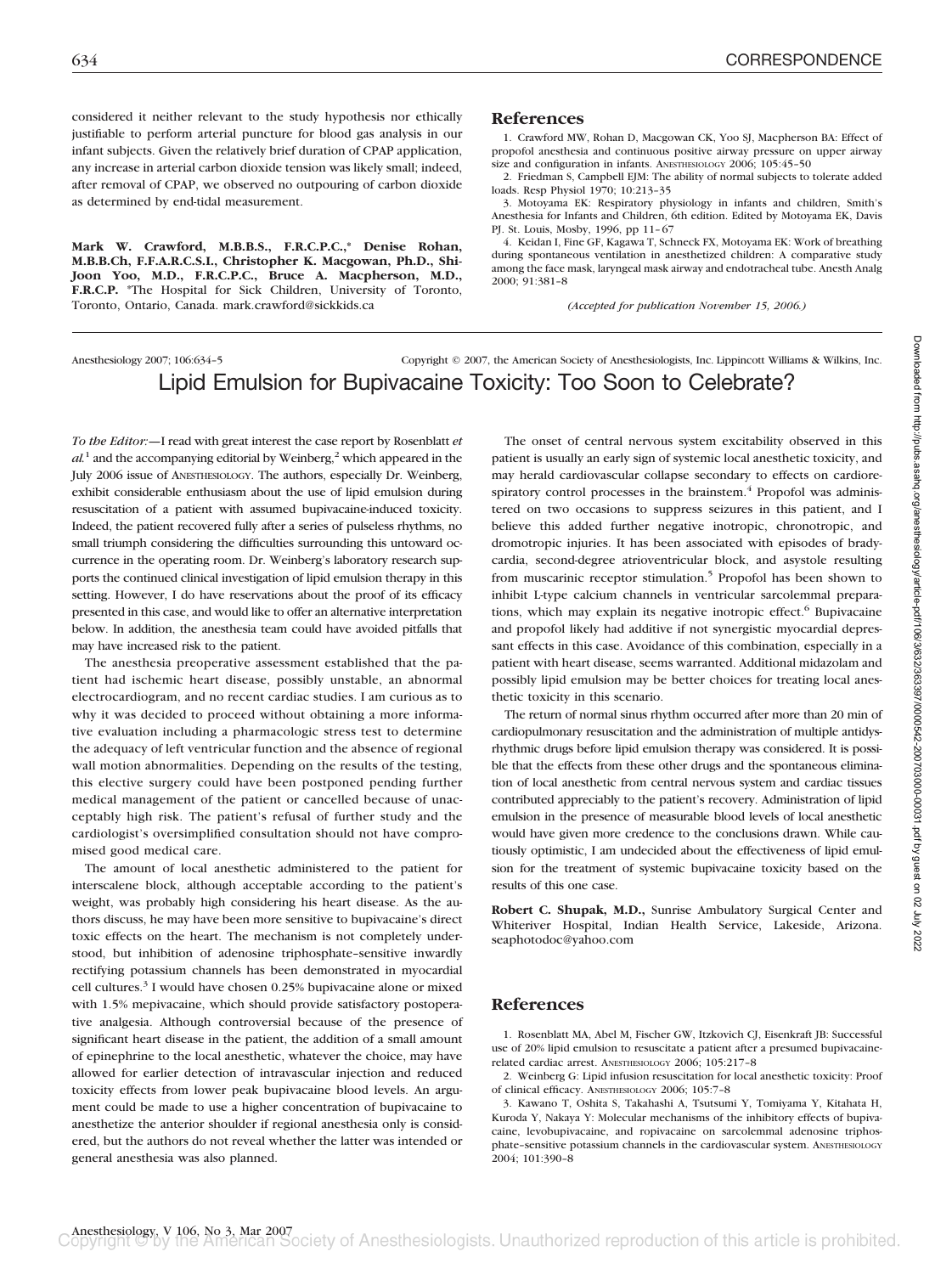considered it neither relevant to the study hypothesis nor ethically justifiable to perform arterial puncture for blood gas analysis in our infant subjects. Given the relatively brief duration of CPAP application, any increase in arterial carbon dioxide tension was likely small; indeed, after removal of CPAP, we observed no outpouring of carbon dioxide as determined by end-tidal measurement.

**Mark W. Crawford, M.B.B.S., F.R.C.P.C.,* Denise Rohan, M.B.B.Ch, F.F.A.R.C.S.I., Christopher K. Macgowan, Ph.D., Shi-Joon Yoo, M.D., F.R.C.P.C., Bruce A. Macpherson, M.D., F.R.C.P.** *The Hospital for Sick Children, University of Toronto, Toronto, Ontario, Canada. mark.crawford@sickkids.ca

## References

1. Crawford MW, Rohan D, Macgowan CK, Yoo SJ, Macpherson BA: Effect of propofol anesthesia and continuous positive airway pressure on upper airway size and configuration in infants. ANESTHESIOLOGY 2006; 105:45–50
2. Friedman S, Campbell EJM: The ability of normal subjects to tolerate added loads. Resp Physiol 1970; 10:213–35
3. Motoyama EK: Respiratory physiology in infants and children, Smith's Anesthesia for Infants and Children, 6th edition. Edited by Motoyama EK, Davis PJ. St. Louis, Mosby, 1996, pp 11–67
4. Keidan I, Fine GF, Kagawa T, Schneck FX, Motoyama EK: Work of breathing during spontaneous ventilation in anesthetized children: A comparative study among the face mask, laryngeal mask airway and endotracheal tube. Anesth Analg 2000; 91:381–8

*(Accepted for publication November 15, 2006.)*

Anesthesiology 2007; 106:634–5 Copyright © 2007, the American Society of Anesthesiologists, Inc. Lippincott Williams & Wilkins, Inc.

# Lipid Emulsion for Bupivacaine Toxicity: Too Soon to Celebrate?

*To the Editor:*—I read with great interest the case report by Rosenblatt *et al.*[1] and the accompanying editorial by Weinberg,[2] which appeared in the July 2006 issue of ANESTHESIOLOGY. The authors, especially Dr. Weinberg, exhibit considerable enthusiasm about the use of lipid emulsion during resuscitation of a patient with assumed bupivacaine-induced toxicity. Indeed, the patient recovered fully after a series of pulseless rhythms, no small triumph considering the difficulties surrounding this untoward occurrence in the operating room. Dr. Weinberg's laboratory research supports the continued clinical investigation of lipid emulsion therapy in this setting. However, I do have reservations about the proof of its efficacy presented in this case, and would like to offer an alternative interpretation below. In addition, the anesthesia team could have avoided pitfalls that may have increased risk to the patient.

The anesthesia preoperative assessment established that the patient had ischemic heart disease, possibly unstable, an abnormal electrocardiogram, and no recent cardiac studies. I am curious as to why it was decided to proceed without obtaining a more informative evaluation including a pharmacologic stress test to determine the adequacy of left ventricular function and the absence of regional wall motion abnormalities. Depending on the results of the testing, this elective surgery could have been postponed pending further medical management of the patient or cancelled because of unacceptably high risk. The patient's refusal of further study and the cardiologist's oversimplified consultation should not have compromised good medical care.

The amount of local anesthetic administered to the patient for interscalene block, although acceptable according to the patient's weight, was probably high considering his heart disease. As the authors discuss, he may have been more sensitive to bupivacaine's direct toxic effects on the heart. The mechanism is not completely understood, but inhibition of adenosine triphosphate–sensitive inwardly rectifying potassium channels has been demonstrated in myocardial cell cultures.[3] I would have chosen 0.25% bupivacaine alone or mixed with 1.5% mepivacaine, which should provide satisfactory postoperative analgesia. Although controversial because of the presence of significant heart disease in the patient, the addition of a small amount of epinephrine to the local anesthetic, whatever the choice, may have allowed for earlier detection of intravascular injection and reduced toxicity effects from lower peak bupivacaine blood levels. An argument could be made to use a higher concentration of bupivacaine to anesthetize the anterior shoulder if regional anesthesia only is considered, but the authors do not reveal whether the latter was intended or general anesthesia was also planned.

The onset of central nervous system excitability observed in this patient is usually an early sign of systemic local anesthetic toxicity, and may herald cardiovascular collapse secondary to effects on cardiorespiratory control processes in the brainstem.[4] Propofol was administered on two occasions to suppress seizures in this patient, and I believe this added further negative inotropic, chronotropic, and dromotropic injuries. It has been associated with episodes of bradycardia, second-degree atrioventricular block, and asystole resulting from muscarinic receptor stimulation.[5] Propofol has been shown to inhibit L-type calcium channels in ventricular sarcolemmal preparations, which may explain its negative inotropic effect.[6] Bupivacaine and propofol likely had additive if not synergistic myocardial depressant effects in this case. Avoidance of this combination, especially in a patient with heart disease, seems warranted. Additional midazolam and possibly lipid emulsion may be better choices for treating local anesthetic toxicity in this scenario.

The return of normal sinus rhythm occurred after more than 20 min of cardiopulmonary resuscitation and the administration of multiple antidysrhythmic drugs before lipid emulsion therapy was considered. It is possible that the effects from these other drugs and the spontaneous elimination of local anesthetic from central nervous system and cardiac tissues contributed appreciably to the patient's recovery. Administration of lipid emulsion in the presence of measurable blood levels of local anesthetic would have given more credence to the conclusions drawn. While cautiously optimistic, I am undecided about the effectiveness of lipid emulsion for the treatment of systemic bupivacaine toxicity based on the results of this one case.

**Robert C. Shupak, M.D.,** Sunrise Ambulatory Surgical Center and Whiteriver Hospital, Indian Health Service, Lakeside, Arizona. seaphotodoc@yahoo.com

## References

1. Rosenblatt MA, Abel M, Fischer GW, Itzkovich CJ, Eisenkraft JB: Successful use of 20% lipid emulsion to resuscitate a patient after a presumed bupivacaine-related cardiac arrest. ANESTHESIOLOGY 2006; 105:217–8
2. Weinberg G: Lipid infusion resuscitation for local anesthetic toxicity: Proof of clinical efficacy. ANESTHESIOLOGY 2006; 105:7–8
3. Kawano T, Oshita S, Takahashi A, Tsutsumi Y, Tomiyama Y, Kitahata H, Kuroda Y, Nakaya Y: Molecular mechanisms of the inhibitory effects of bupivacaine, levobupivacaine, and ropivacaine on sarcolemmal adenosine triphosphate–sensitive potassium channels in the cardiovascular system. ANESTHESIOLOGY 2004; 101:390–8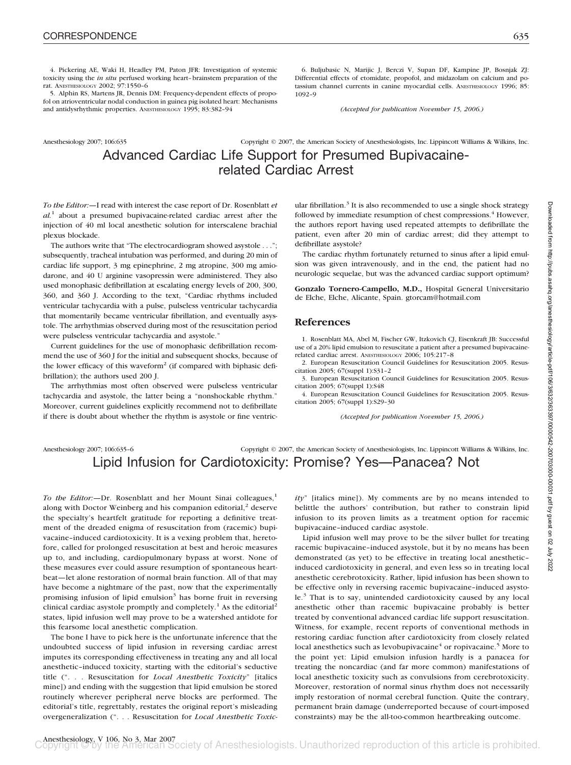4. Pickering AE, Waki H, Headley PM, Paton JFR: Investigation of systemic toxicity using the *in situ* perfused working heart–brainstem preparation of the rat. ANESTHESIOLOGY 2002; 97:1550–6

5. Alphin RS, Martens JR, Dennis DM: Frequency-dependent effects of propofol on atrioventricular nodal conduction in guinea pig isolated heart: Mechanisms and antidysrhythmic properties. ANESTHESIOLOGY 1995; 83:382–94

6. Buljubasic N, Marijic J, Berczi V, Supan DF, Kampine JP, Bosnjak ZJ: Differential effects of etomidate, propofol, and midazolam on calcium and potassium channel currents in canine myocardial cells. ANESTHESIOLOGY 1996; 85: 1092–9

*(Accepted for publication November 15, 2006.)*

Anesthesiology 2007; 106:635 Copyright © 2007, the American Society of Anesthesiologists, Inc. Lippincott Williams & Wilkins, Inc.

# Advanced Cardiac Life Support for Presumed Bupivacaine-related Cardiac Arrest

*To the Editor:*—I read with interest the case report of Dr. Rosenblatt *et al.*[1] about a presumed bupivacaine-related cardiac arrest after the injection of 40 ml local anesthetic solution for interscalene brachial plexus blockade.

The authors write that "The electrocardiogram showed asystole . . ."; subsequently, tracheal intubation was performed, and during 20 min of cardiac life support, 3 mg epinephrine, 2 mg atropine, 300 mg amiodarone, and 40 U arginine vasopressin were administered. They also used monophasic defibrillation at escalating energy levels of 200, 300, 360, and 360 J. According to the text, "Cardiac rhythms included ventricular tachycardia with a pulse, pulseless ventricular tachycardia that momentarily became ventricular fibrillation, and eventually asystole. The arrhythmias observed during most of the resuscitation period were pulseless ventricular tachycardia and asystole."

Current guidelines for the use of monophasic defibrillation recommend the use of 360 J for the initial and subsequent shocks, because of the lower efficacy of this waveform[2] (if compared with biphasic defibrillation); the authors used 200 J.

The arrhythmias most often observed were pulseless ventricular tachycardia and asystole, the latter being a "nonshockable rhythm." Moreover, current guidelines explicitly recommend not to defibrillate if there is doubt about whether the rhythm is asystole or fine ventricular fibrillation.[3] It is also recommended to use a single shock strategy followed by immediate resumption of chest compressions.[4] However, the authors report having used repeated attempts to defibrillate the patient, even after 20 min of cardiac arrest; did they attempt to defibrillate asystole?

The cardiac rhythm fortunately returned to sinus after a lipid emulsion was given intravenously, and in the end, the patient had no neurologic sequelae, but was the advanced cardiac support optimum?

**Gonzalo Tornero-Campello, M.D.,** Hospital General Universitario de Elche, Elche, Alicante, Spain. gtorcam@hotmail.com

## References

1. Rosenblatt MA, Abel M, Fischer GW, Itzkovich CJ, Eisenkraft JB: Successful use of a 20% lipid emulsion to resuscitate a patient after a presumed bupivacaine-related cardiac arrest. ANESTHESIOLOGY 2006; 105:217–8
2. European Resuscitation Council Guidelines for Resuscitation 2005. Resuscitation 2005; 67(suppl 1):S31–2
3. European Resuscitation Council Guidelines for Resuscitation 2005. Resuscitation 2005; 67(suppl 1):S48
4. European Resuscitation Council Guidelines for Resuscitation 2005. Resuscitation 2005; 67(suppl 1):S29–30

*(Accepted for publication November 15, 2006.)*

Anesthesiology 2007; 106:635–6 Copyright © 2007, the American Society of Anesthesiologists, Inc. Lippincott Williams & Wilkins, Inc.

# Lipid Infusion for Cardiotoxicity: Promise? Yes—Panacea? Not

*To the Editor:*—Dr. Rosenblatt and her Mount Sinai colleagues,[1] along with Doctor Weinberg and his companion editorial,[2] deserve the specialty's heartfelt gratitude for reporting a definitive treatment of the dreaded enigma of resuscitation from (racemic) bupivacaine–induced cardiotoxicity. It is a vexing problem that, heretofore, called for prolonged resuscitation at best and heroic measures up to, and including, cardiopulmonary bypass at worst. None of these measures ever could assure resumption of spontaneous heartbeat—let alone restoration of normal brain function. All of that may have become a nightmare of the past, now that the experimentally promising infusion of lipid emulsion[3] has borne fruit in reversing clinical cardiac asystole promptly and completely.[1] As the editorial[2] states, lipid infusion well may prove to be a watershed antidote for this fearsome local anesthetic complication.

The bone I have to pick here is the unfortunate inference that the undoubted success of lipid infusion in reversing cardiac arrest imputes its corresponding effectiveness in treating any and all local anesthetic–induced toxicity, starting with the editorial's seductive title (". . . Resuscitation for *Local Anesthetic Toxicity*" [italics mine]) and ending with the suggestion that lipid emulsion be stored routinely wherever peripheral nerve blocks are performed. The editorial's title, regrettably, restates the original report's misleading overgeneralization (". . . Resuscitation for *Local Anesthetic Toxicity*" [italics mine]). My comments are by no means intended to belittle the authors' contribution, but rather to constrain lipid infusion to its proven limits as a treatment option for racemic bupivacaine–induced cardiac asystole.

Lipid infusion well may prove to be the silver bullet for treating racemic bupivacaine–induced asystole, but it by no means has been demonstrated (as yet) to be effective in treating local anesthetic–induced cardiotoxicity in general, and even less so in treating local anesthetic cerebrotoxicity. Rather, lipid infusion has been shown to be effective only in reversing racemic bupivacaine–induced asystole.[3] That is to say, unintended cardiotoxicity caused by any local anesthetic other than racemic bupivacaine probably is better treated by conventional advanced cardiac life support resuscitation. Witness, for example, recent reports of conventional methods in restoring cardiac function after cardiotoxicity from closely related local anesthetics such as levobupivacaine[4] or ropivacaine.[5] More to the point yet: Lipid emulsion infusion hardly is a panacea for treating the noncardiac (and far more common) manifestations of local anesthetic toxicity such as convulsions from cerebrotoxicity. Moreover, restoration of normal sinus rhythm does not necessarily imply restoration of normal cerebral function. Quite the contrary, permanent brain damage (underreported because of court-imposed constraints) may be the all-too-common heartbreaking outcome.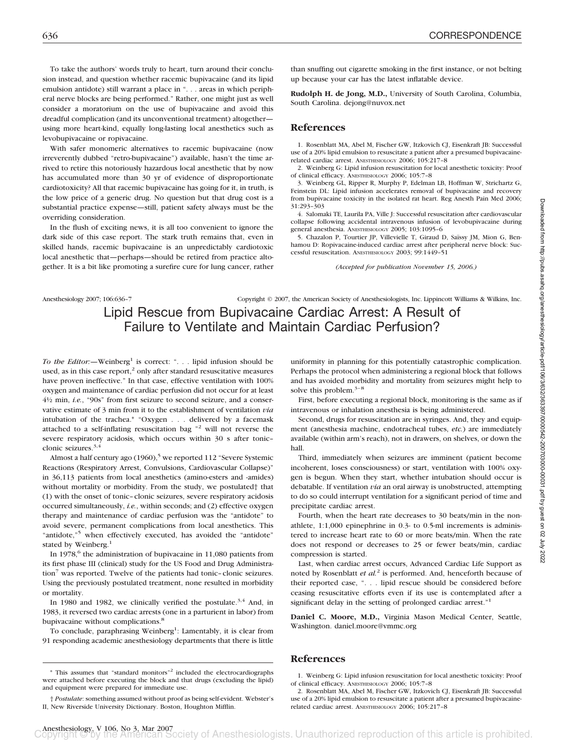To take the authors' words truly to heart, turn around their conclusion instead, and question whether racemic bupivacaine (and its lipid emulsion antidote) still warrant a place in ". . . areas in which peripheral nerve blocks are being performed." Rather, one might just as well consider a moratorium on the use of bupivacaine and avoid this dreadful complication (and its unconventional treatment) altogether—using more heart-kind, equally long-lasting local anesthetics such as levobupivacaine or ropivacaine.

With safer monomeric alternatives to racemic bupivacaine (now irreverently dubbed "retro-bupivacaine") available, hasn't the time arrived to retire this notoriously hazardous local anesthetic that by now has accumulated more than 30 yr of evidence of disproportionate cardiotoxicity? All that racemic bupivacaine has going for it, in truth, is the low price of a generic drug. No question but that drug cost is a substantial practice expense—still, patient safety always must be the overriding consideration.

In the flush of exciting news, it is all too convenient to ignore the dark side of this case report. The stark truth remains that, even in skilled hands, racemic bupivacaine is an unpredictably cardiotoxic local anesthetic that—perhaps—should be retired from practice altogether. It is a bit like promoting a surefire cure for lung cancer, rather than snuffing out cigarette smoking in the first instance, or not belting up because your car has the latest inflatable device.

**Rudolph H. de Jong, M.D.,** University of South Carolina, Columbia, South Carolina. dejong@nuvox.net

## References

1. Rosenblatt MA, Abel M, Fischer GW, Itzkovich CJ, Eisenkraft JB: Successful use of a 20% lipid emulsion to resuscitate a patient after a presumed bupivacaine-related cardiac arrest. Anesthesiology 2006; 105:217–8
2. Weinberg G: Lipid infusion resuscitation for local anesthetic toxicity: Proof of clinical efficacy. Anesthesiology 2006; 105:7–8
3. Weinberg GL, Ripper R, Murphy P, Edelman LB, Hoffman W, Strichartz G, Feinstein DL: Lipid infusion accelerates removal of bupivacaine and recovery from bupivacaine toxicity in the isolated rat heart. Reg Anesth Pain Med 2006; 31:293–303
4. Salomaki TE, Laurila PA, Ville J: Successful resuscitation after cardiovascular collapse following accidental intravenous infusion of levobupivacaine during general anesthesia. Anesthesiology 2005; 103:1095–6
5. Chazalon P, Tourtier JP, Villevielle T, Giraud D, Saïssy JM, Mion G, Benhamou D: Ropivacaine-induced cardiac arrest after peripheral nerve block: Successful resuscitation. Anesthesiology 2003; 99:1449–51

*(Accepted for publication November 15, 2006.)*

# Lipid Rescue from Bupivacaine Cardiac Arrest: A Result of Failure to Ventilate and Maintain Cardiac Perfusion?

*To the Editor:*—Weinberg[1] is correct: ". . . lipid infusion should be used, as in this case report,[2] only after standard resuscitative measures have proven ineffective." In that case, effective ventilation with 100% oxygen and maintenance of cardiac perfusion did not occur for at least 4½ min, *i.e.*, "90s" from first seizure to second seizure, and a conservative estimate of 3 min from it to the establishment of ventilation *via* intubation of the trachea.* "Oxygen . . . delivered by a facemask attached to a self-inflating resuscitation bag "[2] will not reverse the severe respiratory acidosis, which occurs within 30 s after tonic–clonic seizures.[3,4]

Almost a half century ago (1960),[5] we reported 112 "Severe Systemic Reactions (Respiratory Arrest, Convulsions, Cardiovascular Collapse)" in 36,113 patients from local anesthetics (amino-esters and -amides) without mortality or morbidity. From the study, we postulated† that (1) with the onset of tonic–clonic seizures, severe respiratory acidosis occurred simultaneously, *i.e.*, within seconds; and (2) effective oxygen therapy and maintenance of cardiac perfusion was the "antidote" to avoid severe, permanent complications from local anesthetics. This "antidote,"[5] when effectively executed, has avoided the "antidote" stated by Weinberg.[1]

In 1978,[6] the administration of bupivacaine in 11,080 patients from its first phase III (clinical) study for the US Food and Drug Administration[7] was reported. Twelve of the patients had tonic–clonic seizures. Using the previously postulated treatment, none resulted in morbidity or mortality.

In 1980 and 1982, we clinically verified the postulate.[3,4] And, in 1983, it reversed two cardiac arrests (one in a parturient in labor) from bupivacaine without complications.[8]

To conclude, paraphrasing Weinberg[1]: Lamentably, it is clear from 91 responding academic anesthesiology departments that there is little uniformity in planning for this potentially catastrophic complication. Perhaps the protocol when administering a regional block that follows and has avoided morbidity and mortality from seizures might help to solve this problem.[3–8]

First, before executing a regional block, monitoring is the same as if intravenous or inhalation anesthesia is being administered.

Second, drugs for resuscitation are in syringes. And, they and equipment (anesthesia machine, endotracheal tubes, *etc.*) are immediately available (within arm's reach), not in drawers, on shelves, or down the hall.

Third, immediately when seizures are imminent (patient become incoherent, loses consciousness) or start, ventilation with 100% oxygen is begun. When they start, whether intubation should occur is debatable. If ventilation *via* an oral airway is unobstructed, attempting to do so could interrupt ventilation for a significant period of time and precipitate cardiac arrest.

Fourth, when the heart rate decreases to 30 beats/min in the nonathlete, 1:1,000 epinephrine in 0.3- to 0.5-ml increments is administered to increase heart rate to 60 or more beats/min. When the rate does not respond or decreases to 25 or fewer beats/min, cardiac compression is started.

Last, when cardiac arrest occurs, Advanced Cardiac Life Support as noted by Rosenblatt *et al.*[2] is performed. And, henceforth because of their reported case, ". . . lipid rescue should be considered before ceasing resuscitative efforts even if its use is contemplated after a significant delay in the setting of prolonged cardiac arrest."[1]

**Daniel C. Moore, M.D.,** Virginia Mason Medical Center, Seattle, Washington. daniel.moore@vmmc.org

\* This assumes that "standard monitors"[2] included the electrocardiographs were attached before executing the block and that drugs (excluding the lipid) and equipment were prepared for immediate use.

† *Postulate*: something assumed without proof as being self-evident. Webster's II, New Riverside University Dictionary. Boston, Houghton Mifflin.

## References

1. Weinberg G: Lipid infusion resuscitation for local anesthetic toxicity: Proof of clinical efficacy. Anesthesiology 2006; 105:7–8
2. Rosenblatt MA, Abel M, Fischer GW, Itzkovich CJ, Eisenkraft JB: Successful use of a 20% lipid emulsion to resuscitate a patient after a presumed bupivacaine-related cardiac arrest. Anesthesiology 2006; 105:217–8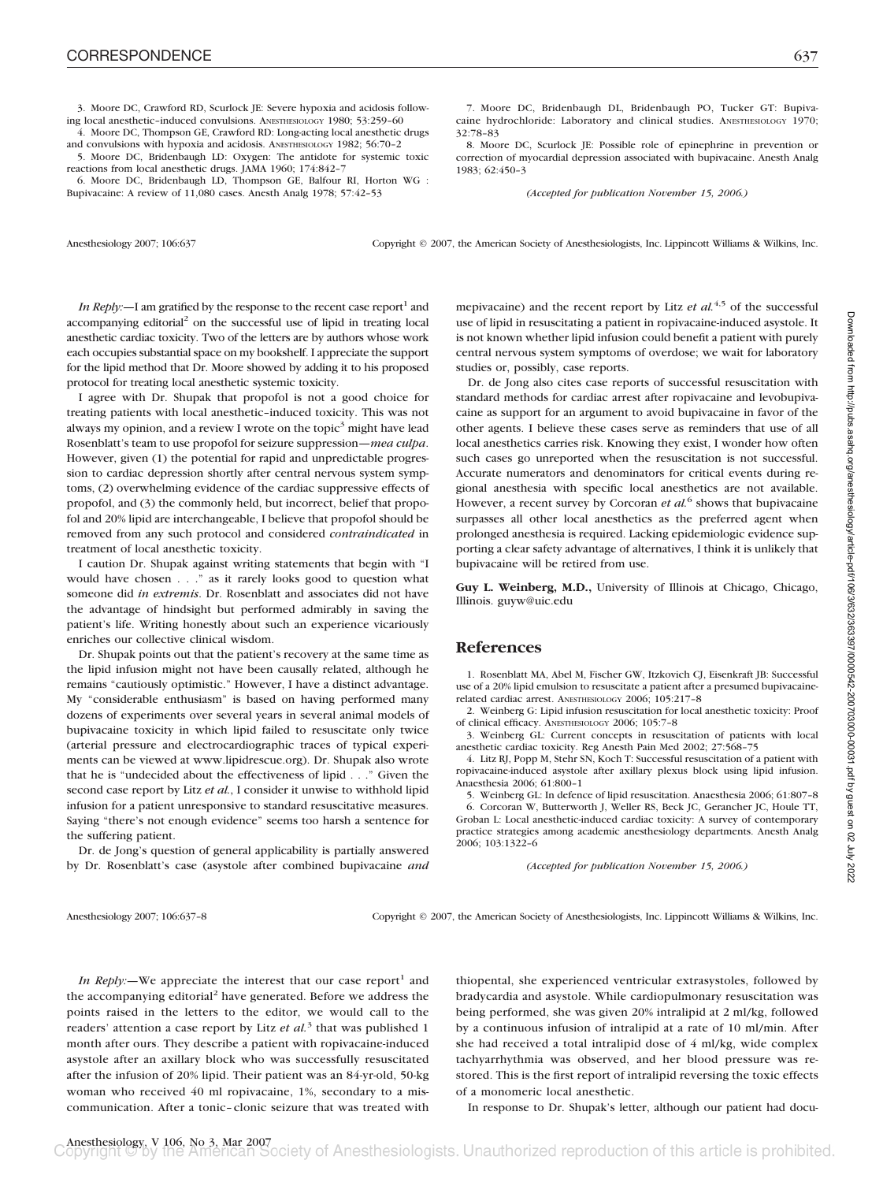3. Moore DC, Crawford RD, Scurlock JE: Severe hypoxia and acidosis following local anesthetic–induced convulsions. ANESTHESIOLOGY 1980; 53:259–60

4. Moore DC, Thompson GE, Crawford RD: Long-acting local anesthetic drugs and convulsions with hypoxia and acidosis. ANESTHESIOLOGY 1982; 56:70–2

5. Moore DC, Bridenbaugh LD: Oxygen: The antidote for systemic toxic reactions from local anesthetic drugs. JAMA 1960; 174:842–7

6. Moore DC, Bridenbaugh LD, Thompson GE, Balfour RI, Horton WG : Bupivacaine: A review of 11,080 cases. Anesth Analg 1978; 57:42–53

7. Moore DC, Bridenbaugh DL, Bridenbaugh PO, Tucker GT: Bupivacaine hydrochloride: Laboratory and clinical studies. ANESTHESIOLOGY 1970; 32:78–83

8. Moore DC, Scurlock JE: Possible role of epinephrine in prevention or correction of myocardial depression associated with bupivacaine. Anesth Analg 1983; 62:450–3

*(Accepted for publication November 15, 2006.)*

Anesthesiology 2007; 106:637 Copyright © 2007, the American Society of Anesthesiologists, Inc. Lippincott Williams & Wilkins, Inc.

*In Reply:*—I am gratified by the response to the recent case report[1] and accompanying editorial[2] on the successful use of lipid in treating local anesthetic cardiac toxicity. Two of the letters are by authors whose work each occupies substantial space on my bookshelf. I appreciate the support for the lipid method that Dr. Moore showed by adding it to his proposed protocol for treating local anesthetic systemic toxicity.

I agree with Dr. Shupak that propofol is not a good choice for treating patients with local anesthetic–induced toxicity. This was not always my opinion, and a review I wrote on the topic[3] might have lead Rosenblatt's team to use propofol for seizure suppression—*mea culpa*. However, given (1) the potential for rapid and unpredictable progression to cardiac depression shortly after central nervous system symptoms, (2) overwhelming evidence of the cardiac suppressive effects of propofol, and (3) the commonly held, but incorrect, belief that propofol and 20% lipid are interchangeable, I believe that propofol should be removed from any such protocol and considered *contraindicated* in treatment of local anesthetic toxicity.

I caution Dr. Shupak against writing statements that begin with "I would have chosen . . ." as it rarely looks good to question what someone did *in extremis*. Dr. Rosenblatt and associates did not have the advantage of hindsight but performed admirably in saving the patient's life. Writing honestly about such an experience vicariously enriches our collective clinical wisdom.

Dr. Shupak points out that the patient's recovery at the same time as the lipid infusion might not have been causally related, although he remains "cautiously optimistic." However, I have a distinct advantage. My "considerable enthusiasm" is based on having performed many dozens of experiments over several years in several animal models of bupivacaine toxicity in which lipid failed to resuscitate only twice (arterial pressure and electrocardiographic traces of typical experiments can be viewed at www.lipidrescue.org). Dr. Shupak also wrote that he is "undecided about the effectiveness of lipid . . ." Given the second case report by Litz *et al.*, I consider it unwise to withhold lipid infusion for a patient unresponsive to standard resuscitative measures. Saying "there's not enough evidence" seems too harsh a sentence for the suffering patient.

Dr. de Jong's question of general applicability is partially answered by Dr. Rosenblatt's case (asystole after combined bupivacaine *and* mepivacaine) and the recent report by Litz *et al.*[4,5] of the successful use of lipid in resuscitating a patient in ropivacaine-induced asystole. It is not known whether lipid infusion could benefit a patient with purely central nervous system symptoms of overdose; we wait for laboratory studies or, possibly, case reports.

Dr. de Jong also cites case reports of successful resuscitation with standard methods for cardiac arrest after ropivacaine and levobupivacaine as support for an argument to avoid bupivacaine in favor of the other agents. I believe these cases serve as reminders that use of all local anesthetics carries risk. Knowing they exist, I wonder how often such cases go unreported when the resuscitation is not successful. Accurate numerators and denominators for critical events during regional anesthesia with specific local anesthetics are not available. However, a recent survey by Corcoran *et al.*[6] shows that bupivacaine surpasses all other local anesthetics as the preferred agent when prolonged anesthesia is required. Lacking epidemiologic evidence supporting a clear safety advantage of alternatives, I think it is unlikely that bupivacaine will be retired from use.

**Guy L. Weinberg, M.D.,** University of Illinois at Chicago, Chicago, Illinois. guyw@uic.edu

## References

1. Rosenblatt MA, Abel M, Fischer GW, Itzkovich CJ, Eisenkraft JB: Successful use of a 20% lipid emulsion to resuscitate a patient after a presumed bupivacaine-related cardiac arrest. ANESTHESIOLOGY 2006; 105:217–8

2. Weinberg G: Lipid infusion resuscitation for local anesthetic toxicity: Proof of clinical efficacy. ANESTHESIOLOGY 2006; 105:7–8

3. Weinberg GL: Current concepts in resuscitation of patients with local anesthetic cardiac toxicity. Reg Anesth Pain Med 2002; 27:568–75

4. Litz RJ, Popp M, Stehr SN, Koch T: Successful resuscitation of a patient with ropivacaine-induced asystole after axillary plexus block using lipid infusion. Anaesthesia 2006; 61:800–1

5. Weinberg GL: In defence of lipid resuscitation. Anaesthesia 2006; 61:807–8

6. Corcoran W, Butterworth J, Weller RS, Beck JC, Gerancher JC, Houle TT, Groban L: Local anesthetic-induced cardiac toxicity: A survey of contemporary practice strategies among academic anesthesiology departments. Anesth Analg 2006; 103:1322–6

*(Accepted for publication November 15, 2006.)*

Anesthesiology 2007; 106:637–8 Copyright © 2007, the American Society of Anesthesiologists, Inc. Lippincott Williams & Wilkins, Inc.

*In Reply:*—We appreciate the interest that our case report[1] and the accompanying editorial[2] have generated. Before we address the points raised in the letters to the editor, we would call to the readers' attention a case report by Litz *et al.*[3] that was published 1 month after ours. They describe a patient with ropivacaine-induced asystole after an axillary block who was successfully resuscitated after the infusion of 20% lipid. Their patient was an 84-yr-old, 50-kg woman who received 40 ml ropivacaine, 1%, secondary to a miscommunication. After a tonic–clonic seizure that was treated with thiopental, she experienced ventricular extrasystoles, followed by bradycardia and asystole. While cardiopulmonary resuscitation was being performed, she was given 20% intralipid at 2 ml/kg, followed by a continuous infusion of intralipid at a rate of 10 ml/min. After she had received a total intralipid dose of 4 ml/kg, wide complex tachyarrhythmia was observed, and her blood pressure was restored. This is the first report of intralipid reversing the toxic effects of a monomeric local anesthetic.

In response to Dr. Shupak's letter, although our patient had docu-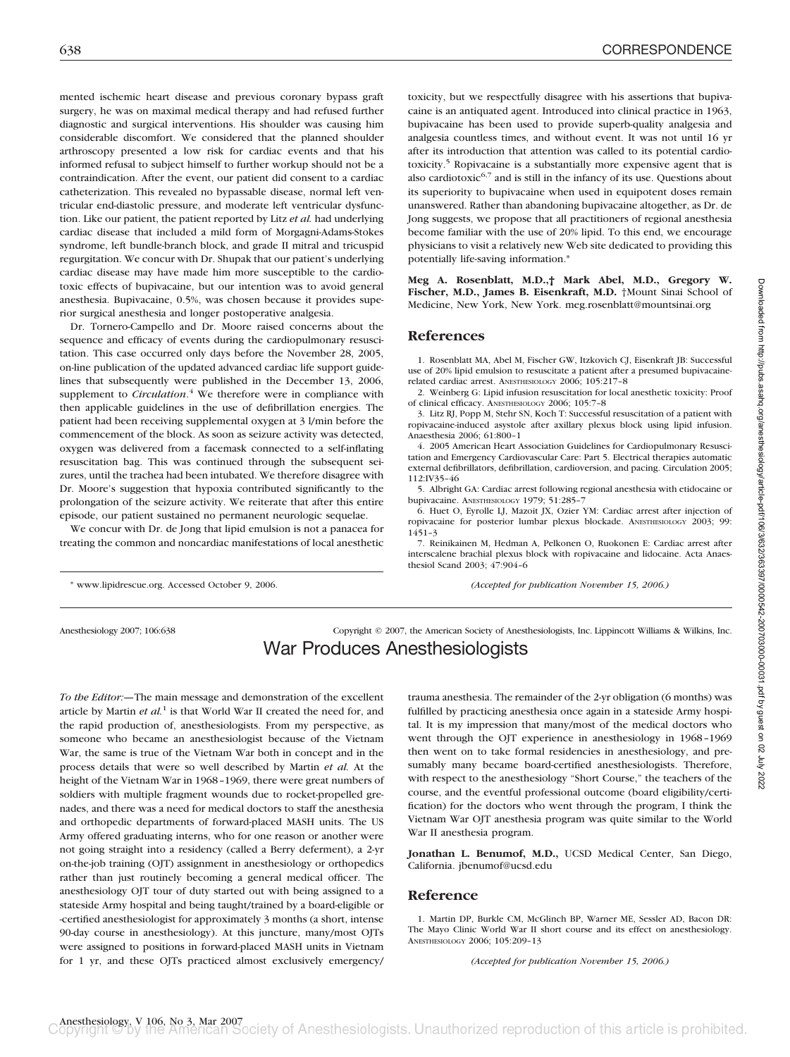mented ischemic heart disease and previous coronary bypass graft surgery, he was on maximal medical therapy and had refused further diagnostic and surgical interventions. His shoulder was causing him considerable discomfort. We considered that the planned shoulder arthroscopy presented a low risk for cardiac events and that his informed refusal to subject himself to further workup should not be a contraindication. After the event, our patient did consent to a cardiac catheterization. This revealed no bypassable disease, normal left ventricular end-diastolic pressure, and moderate left ventricular dysfunction. Like our patient, the patient reported by Litz *et al.* had underlying cardiac disease that included a mild form of Morgagni-Adams-Stokes syndrome, left bundle-branch block, and grade II mitral and tricuspid regurgitation. We concur with Dr. Shupak that our patient's underlying cardiac disease may have made him more susceptible to the cardiotoxic effects of bupivacaine, but our intention was to avoid general anesthesia. Bupivacaine, 0.5%, was chosen because it provides superior surgical anesthesia and longer postoperative analgesia.

Dr. Tornero-Campello and Dr. Moore raised concerns about the sequence and efficacy of events during the cardiopulmonary resuscitation. This case occurred only days before the November 28, 2005, on-line publication of the updated advanced cardiac life support guidelines that subsequently were published in the December 13, 2006, supplement to *Circulation*.[4] We therefore were in compliance with then applicable guidelines in the use of defibrillation energies. The patient had been receiving supplemental oxygen at 3 l/min before the commencement of the block. As soon as seizure activity was detected, oxygen was delivered from a facemask connected to a self-inflating resuscitation bag. This was continued through the subsequent seizures, until the trachea had been intubated. We therefore disagree with Dr. Moore's suggestion that hypoxia contributed significantly to the prolongation of the seizure activity. We reiterate that after this entire episode, our patient sustained no permanent neurologic sequelae.

We concur with Dr. de Jong that lipid emulsion is not a panacea for treating the common and noncardiac manifestations of local anesthetic toxicity, but we respectfully disagree with his assertions that bupivacaine is an antiquated agent. Introduced into clinical practice in 1963, bupivacaine has been used to provide superb-quality analgesia and analgesia countless times, and without event. It was not until 16 yr after its introduction that attention was called to its potential cardiotoxicity.[5] Ropivacaine is a substantially more expensive agent that is also cardiotoxic[6,7] and is still in the infancy of its use. Questions about its superiority to bupivacaine when used in equipotent doses remain unanswered. Rather than abandoning bupivacaine altogether, as Dr. de Jong suggests, we propose that all practitioners of regional anesthesia become familiar with the use of 20% lipid. To this end, we encourage physicians to visit a relatively new Web site dedicated to providing this potentially life-saving information.*

**Meg A. Rosenblatt, M.D.,† Mark Abel, M.D., Gregory W. Fischer, M.D., James B. Eisenkraft, M.D.** †Mount Sinai School of Medicine, New York, New York. meg.rosenblatt@mountsinai.org

* www.lipidrescue.org. Accessed October 9, 2006.

## References

1. Rosenblatt MA, Abel M, Fischer GW, Itzkovich CJ, Eisenkraft JB: Successful use of 20% lipid emulsion to resuscitate a patient after a presumed bupivacaine-related cardiac arrest. Anesthesiology 2006; 105:217–8
2. Weinberg G: Lipid infusion resuscitation for local anesthetic toxicity: Proof of clinical efficacy. Anesthesiology 2006; 105:7–8
3. Litz RJ, Popp M, Stehr SN, Koch T: Successful resuscitation of a patient with ropivacaine-induced asystole after axillary plexus block using lipid infusion. Anaesthesia 2006; 61:800–1
4. 2005 American Heart Association Guidelines for Cardiopulmonary Resuscitation and Emergency Cardiovascular Care: Part 5. Electrical therapies automatic external defibrillators, defibrillation, cardioversion, and pacing. Circulation 2005; 112:IV35–46
5. Albright GA: Cardiac arrest following regional anesthesia with etidocaine or bupivacaine. Anesthesiology 1979; 51:285–7
6. Huet O, Eyrolle LJ, Mazoit JX, Ozier YM: Cardiac arrest after injection of ropivacaine for posterior lumbar plexus blockade. Anesthesiology 2003; 99: 1451–3
7. Reinikainen M, Hedman A, Pelkonen O, Ruokonen E: Cardiac arrest after interscalene brachial plexus block with ropivacaine and lidocaine. Acta Anaesthesiol Scand 2003; 47:904–6

*(Accepted for publication November 15, 2006.)*

# War Produces Anesthesiologists

*To the Editor:*—The main message and demonstration of the excellent article by Martin *et al.*[1] is that World War II created the need for, and the rapid production of, anesthesiologists. From my perspective, as someone who became an anesthesiologist because of the Vietnam War, the same is true of the Vietnam War both in concept and in the process details that were so well described by Martin *et al.* At the height of the Vietnam War in 1968–1969, there were great numbers of soldiers with multiple fragment wounds due to rocket-propelled grenades, and there was a need for medical doctors to staff the anesthesia and orthopedic departments of forward-placed MASH units. The US Army offered graduating interns, who for one reason or another were not going straight into a residency (called a Berry deferment), a 2-yr on-the-job training (OJT) assignment in anesthesiology or orthopedics rather than just routinely becoming a general medical officer. The anesthesiology OJT tour of duty started out with being assigned to a stateside Army hospital and being taught/trained by a board-eligible or -certified anesthesiologist for approximately 3 months (a short, intense 90-day course in anesthesiology). At this juncture, many/most OJTs were assigned to positions in forward-placed MASH units in Vietnam for 1 yr, and these OJTs practiced almost exclusively emergency/trauma anesthesia. The remainder of the 2-yr obligation (6 months) was fulfilled by practicing anesthesia once again in a stateside Army hospital. It is my impression that many/most of the medical doctors who went through the OJT experience in anesthesiology in 1968–1969 then went on to take formal residencies in anesthesiology, and presumably many became board-certified anesthesiologists. Therefore, with respect to the anesthesiology "Short Course," the teachers of the course, and the eventful professional outcome (board eligibility/certification) for the doctors who went through the program, I think the Vietnam War OJT anesthesia program was quite similar to the World War II anesthesia program.

**Jonathan L. Benumof, M.D.,** UCSD Medical Center, San Diego, California. jbenumof@ucsd.edu

## Reference

1. Martin DP, Burkle CM, McGlinch BP, Warner ME, Sessler AD, Bacon DR: The Mayo Clinic World War II short course and its effect on anesthesiology. Anesthesiology 2006; 105:209–13

*(Accepted for publication November 15, 2006.)*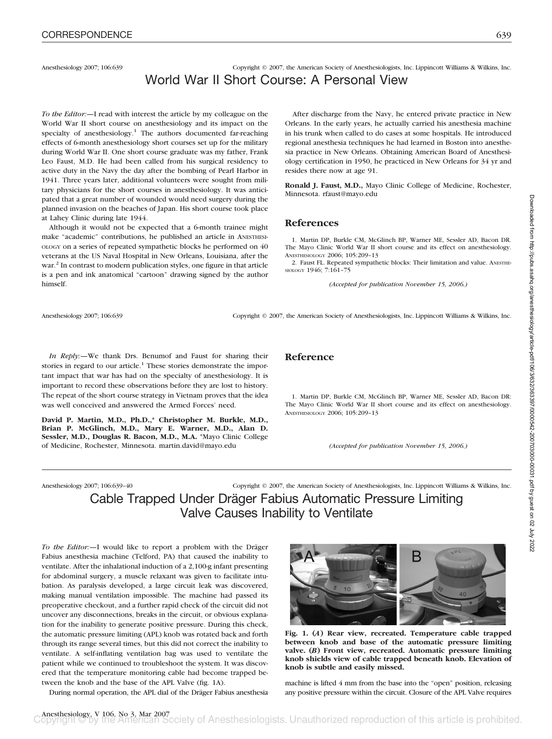# World War II Short Course: A Personal View

*To the Editor:*—I read with interest the article by my colleague on the World War II short course on anesthesiology and its impact on the specialty of anesthesiology.[1] The authors documented far-reaching effects of 6-month anesthesiology short courses set up for the military during World War II. One short course graduate was my father, Frank Leo Faust, M.D. He had been called from his surgical residency to active duty in the Navy the day after the bombing of Pearl Harbor in 1941. Three years later, additional volunteers were sought from military physicians for the short courses in anesthesiology. It was anticipated that a great number of wounded would need surgery during the planned invasion on the beaches of Japan. His short course took place at Lahey Clinic during late 1944.

Although it would not be expected that a 6-month trainee might make "academic" contributions, he published an article in ANESTHESIOLOGY on a series of repeated sympathetic blocks he performed on 40 veterans at the US Naval Hospital in New Orleans, Louisiana, after the war.[2] In contrast to modern publication styles, one figure in that article is a pen and ink anatomical "cartoon" drawing signed by the author himself.

After discharge from the Navy, he entered private practice in New Orleans. In the early years, he actually carried his anesthesia machine in his trunk when called to do cases at some hospitals. He introduced regional anesthesia techniques he had learned in Boston into anesthesia practice in New Orleans. Obtaining American Board of Anesthesiology certification in 1950, he practiced in New Orleans for 34 yr and resides there now at age 91.

**Ronald J. Faust, M.D.,** Mayo Clinic College of Medicine, Rochester, Minnesota. rfaust@mayo.edu

## References

1. Martin DP, Burkle CM, McGlinch BP, Warner ME, Sessler AD, Bacon DR. The Mayo Clinic World War II short course and its effect on anesthesiology. ANESTHESIOLOGY 2006; 105:209–13
2. Faust FL. Repeated sympathetic blocks: Their limitation and value. ANESTHESIOLOGY 1946; 7:161–75

*(Accepted for publication November 15, 2006.)*

---

*In Reply:*—We thank Drs. Benumof and Faust for sharing their stories in regard to our article.[1] These stories demonstrate the important impact that war has had on the specialty of anesthesiology. It is important to record these observations before they are lost to history. The repeat of the short course strategy in Vietnam proves that the idea was well conceived and answered the Armed Forces' need.

**David P. Martin, M.D., Ph.D.,\* Christopher M. Burkle, M.D., Brian P. McGlinch, M.D., Mary E. Warner, M.D., Alan D. Sessler, M.D., Douglas R. Bacon, M.D., M.A.** \*Mayo Clinic College of Medicine, Rochester, Minnesota. martin.david@mayo.edu

## Reference

1. Martin DP, Burkle CM, McGlinch BP, Warner ME, Sessler AD, Bacon DR: The Mayo Clinic World War II short course and its effect on anesthesiology. ANESTHESIOLOGY 2006; 105:209–13

*(Accepted for publication November 15, 2006.)*

---

# Cable Trapped Under Dräger Fabius Automatic Pressure Limiting Valve Causes Inability to Ventilate

*To the Editor:*—I would like to report a problem with the Dräger Fabius anesthesia machine (Telford, PA) that caused the inability to ventilate. After the inhalational induction of a 2,100-g infant presenting for abdominal surgery, a muscle relaxant was given to facilitate intubation. As paralysis developed, a large circuit leak was discovered, making manual ventilation impossible. The machine had passed its preoperative checkout, and a further rapid check of the circuit did not uncover any disconnections, breaks in the circuit, or obvious explanation for the inability to generate positive pressure. During this check, the automatic pressure limiting (APL) knob was rotated back and forth through its range several times, but this did not correct the inability to ventilate. A self-inflating ventilation bag was used to ventilate the patient while we continued to troubleshoot the system. It was discovered that the temperature monitoring cable had become trapped between the knob and the base of the APL Valve (fig. 1A).

**Fig. 1. (*A*) Rear view, recreated. Temperature cable trapped between knob and base of the automatic pressure limiting valve. (*B*) Front view, recreated. Automatic pressure limiting knob shields view of cable trapped beneath knob. Elevation of knob is subtle and easily missed.**

During normal operation, the APL dial of the Dräger Fabius anesthesia machine is lifted 4 mm from the base into the "open" position, releasing any positive pressure within the circuit. Closure of the APL Valve requires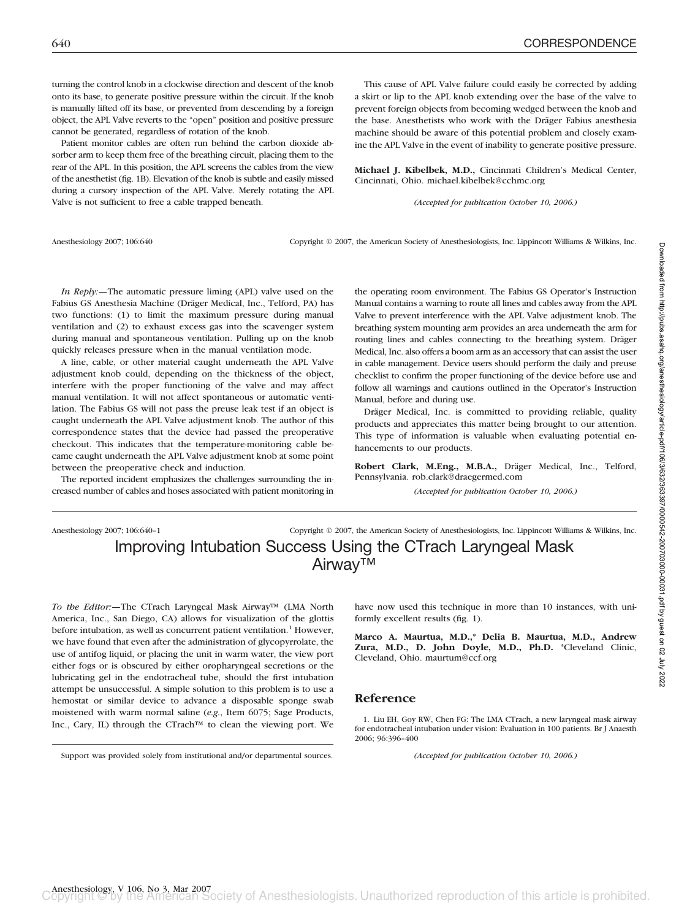turning the control knob in a clockwise direction and descent of the knob onto its base, to generate positive pressure within the circuit. If the knob is manually lifted off its base, or prevented from descending by a foreign object, the APL Valve reverts to the "open" position and positive pressure cannot be generated, regardless of rotation of the knob.

Patient monitor cables are often run behind the carbon dioxide absorber arm to keep them free of the breathing circuit, placing them to the rear of the APL. In this position, the APL screens the cables from the view of the anesthetist (fig. 1B). Elevation of the knob is subtle and easily missed during a cursory inspection of the APL Valve. Merely rotating the APL Valve is not sufficient to free a cable trapped beneath.

This cause of APL Valve failure could easily be corrected by adding a skirt or lip to the APL knob extending over the base of the valve to prevent foreign objects from becoming wedged between the knob and the base. Anesthetists who work with the Dräger Fabius anesthesia machine should be aware of this potential problem and closely examine the APL Valve in the event of inability to generate positive pressure.

**Michael J. Kibelbek, M.D.,** Cincinnati Children's Medical Center, Cincinnati, Ohio. michael.kibelbek@cchmc.org

*(Accepted for publication October 10, 2006.)*

Anesthesiology 2007; 106:640 Copyright © 2007, the American Society of Anesthesiologists, Inc. Lippincott Williams & Wilkins, Inc.

*In Reply:*—The automatic pressure liming (APL) valve used on the Fabius GS Anesthesia Machine (Dräger Medical, Inc., Telford, PA) has two functions: (1) to limit the maximum pressure during manual ventilation and (2) to exhaust excess gas into the scavenger system during manual and spontaneous ventilation. Pulling up on the knob quickly releases pressure when in the manual ventilation mode.

A line, cable, or other material caught underneath the APL Valve adjustment knob could, depending on the thickness of the object, interfere with the proper functioning of the valve and may affect manual ventilation. It will not affect spontaneous or automatic ventilation. The Fabius GS will not pass the preuse leak test if an object is caught underneath the APL Valve adjustment knob. The author of this correspondence states that the device had passed the preoperative checkout. This indicates that the temperature-monitoring cable became caught underneath the APL Valve adjustment knob at some point between the preoperative check and induction.

The reported incident emphasizes the challenges surrounding the increased number of cables and hoses associated with patient monitoring in the operating room environment. The Fabius GS Operator's Instruction Manual contains a warning to route all lines and cables away from the APL Valve to prevent interference with the APL Valve adjustment knob. The breathing system mounting arm provides an area underneath the arm for routing lines and cables connecting to the breathing system. Dräger Medical, Inc. also offers a boom arm as an accessory that can assist the user in cable management. Device users should perform the daily and preuse checklist to confirm the proper functioning of the device before use and follow all warnings and cautions outlined in the Operator's Instruction Manual, before and during use.

Dräger Medical, Inc. is committed to providing reliable, quality products and appreciates this matter being brought to our attention. This type of information is valuable when evaluating potential enhancements to our products.

**Robert Clark, M.Eng., M.B.A.,** Dräger Medical, Inc., Telford, Pennsylvania. rob.clark@draegermed.com

*(Accepted for publication October 10, 2006.)*

Anesthesiology 2007; 106:640–1 Copyright © 2007, the American Society of Anesthesiologists, Inc. Lippincott Williams & Wilkins, Inc.

# Improving Intubation Success Using the CTrach Laryngeal Mask Airway™

*To the Editor:*—The CTrach Laryngeal Mask Airway™ (LMA North America, Inc., San Diego, CA) allows for visualization of the glottis before intubation, as well as concurrent patient ventilation.[1] However, we have found that even after the administration of glycopyrrolate, the use of antifog liquid, or placing the unit in warm water, the view port either fogs or is obscured by either oropharyngeal secretions or the lubricating gel in the endotracheal tube, should the first intubation attempt be unsuccessful. A simple solution to this problem is to use a hemostat or similar device to advance a disposable sponge swab moistened with warm normal saline (*e.g.*, Item 6075; Sage Products, Inc., Cary, IL) through the CTrach™ to clean the viewing port. We have now used this technique in more than 10 instances, with uniformly excellent results (fig. 1).

Support was provided solely from institutional and/or departmental sources.

**Marco A. Maurtua, M.D.,\* Delia B. Maurtua, M.D., Andrew Zura, M.D., D. John Doyle, M.D., Ph.D.** \*Cleveland Clinic, Cleveland, Ohio. maurtum@ccf.org

## Reference

1. Liu EH, Goy RW, Chen FG: The LMA CTrach, a new laryngeal mask airway for endotracheal intubation under vision: Evaluation in 100 patients. Br J Anaesth 2006; 96:396–400

*(Accepted for publication October 10, 2006.)*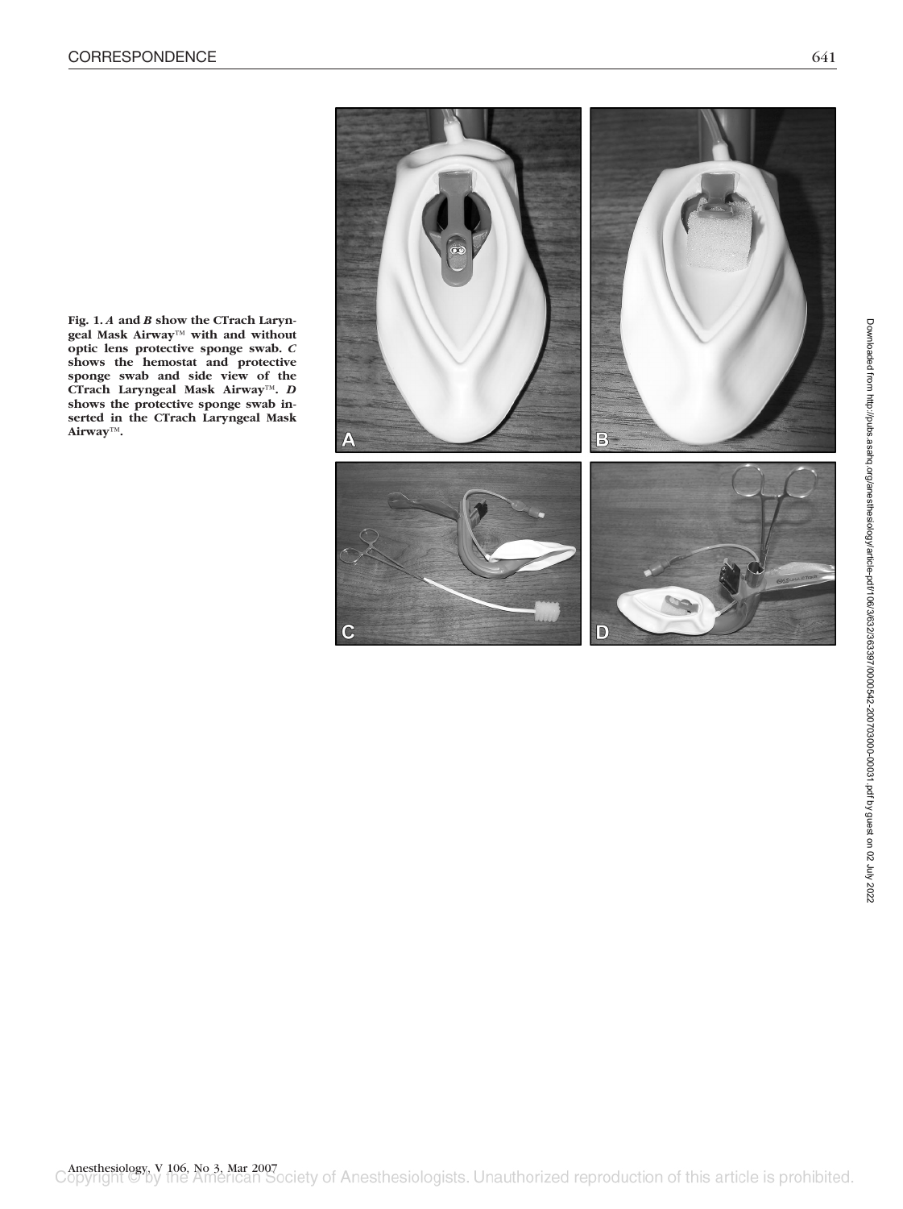**Fig. 1.** ***A*** **and** ***B*** **show the CTrach Laryngeal Mask Airway™ with and without optic lens protective sponge swab.** ***C*** **shows the hemostat and protective sponge swab and side view of the CTrach Laryngeal Mask Airway™.** ***D*** **shows the protective sponge swab inserted in the CTrach Laryngeal Mask Airway™.**